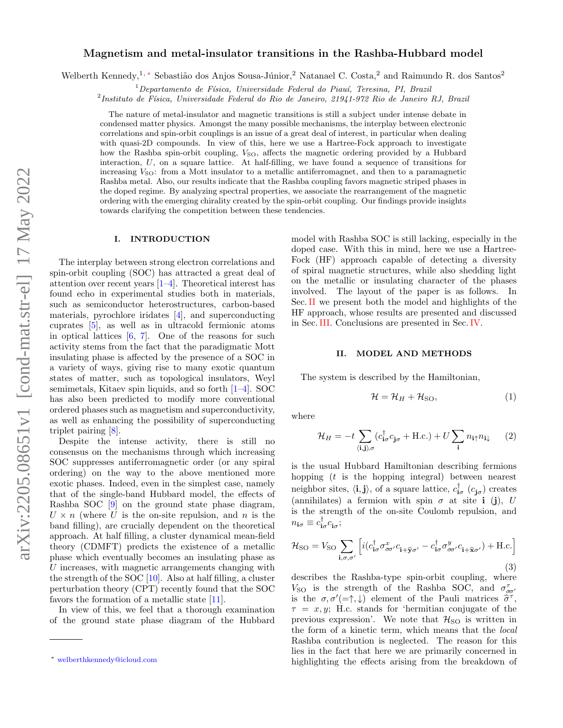# Magnetism and metal-insulator transitions in the Rashba-Hubbard model

Welberth Kennedy,[1,*] Sebastião dos Anjos Sousa-Júnior,[2] Natanael C. Costa,[2] and Raimundo R. dos Santos[2]

[1] *Departamento de Física, Universidade Federal do Piauí, Teresina, PI, Brazil*

[2] *Instituto de Física, Universidade Federal do Rio de Janeiro, 21941-972 Rio de Janeiro RJ, Brazil*

The nature of metal-insulator and magnetic transitions is still a subject under intense debate in condensed matter physics. Amongst the many possible mechanisms, the interplay between electronic correlations and spin-orbit couplings is an issue of a great deal of interest, in particular when dealing with quasi-2D compounds. In view of this, here we use a Hartree-Fock approach to investigate how the Rashba spin-orbit coupling, $V_{\rm SO}$, affects the magnetic ordering provided by a Hubbard interaction, $U$, on a square lattice. At half-filling, we have found a sequence of transitions for increasing $V_{\rm SO}$: from a Mott insulator to a metallic antiferromagnet, and then to a paramagnetic Rashba metal. Also, our results indicate that the Rashba coupling favors magnetic striped phases in the doped regime. By analyzing spectral properties, we associate the rearrangement of the magnetic ordering with the emerging chirality created by the spin-orbit coupling. Our findings provide insights towards clarifying the competition between these tendencies.

## I. INTRODUCTION

The interplay between strong electron correlations and spin-orbit coupling (SOC) has attracted a great deal of attention over recent years [1–4]. Theoretical interest has found echo in experimental studies both in materials, such as semiconductor heterostructures, carbon-based materials, pyrochlore iridates [4], and superconducting cuprates [5], as well as in ultracold fermionic atoms in optical lattices [6, 7]. One of the reasons for such activity stems from the fact that the paradigmatic Mott insulating phase is affected by the presence of a SOC in a variety of ways, giving rise to many exotic quantum states of matter, such as topological insulators, Weyl semimetals, Kitaev spin liquids, and so forth [1–4]. SOC has also been predicted to modify more conventional ordered phases such as magnetism and superconductivity, as well as enhancing the possibility of superconducting triplet pairing [8].

Despite the intense activity, there is still no consensus on the mechanisms through which increasing SOC suppresses antiferromagnetic order (or any spiral ordering) on the way to the above mentioned more exotic phases. Indeed, even in the simplest case, namely that of the single-band Hubbard model, the effects of Rashba SOC [9] on the ground state phase diagram, $U \times n$ (where $U$ is the on-site repulsion, and $n$ is the band filling), are crucially dependent on the theoretical approach. At half filling, a cluster dynamical mean-field theory (CDMFT) predicts the existence of a metallic phase which eventually becomes an insulating phase as $U$ increases, with magnetic arrangements changing with the strength of the SOC [10]. Also at half filling, a cluster perturbation theory (CPT) recently found that the SOC favors the formation of a metallic state [11].

In view of this, we feel that a thorough examination of the ground state phase diagram of the Hubbard model with Rashba SOC is still lacking, especially in the doped case. With this in mind, here we use a Hartree-Fock (HF) approach capable of detecting a diversity of spiral magnetic structures, while also shedding light on the metallic or insulating character of the phases involved. The layout of the paper is as follows. In Sec. II we present both the model and highlights of the HF approach, whose results are presented and discussed in Sec. III. Conclusions are presented in Sec. IV.

## II. MODEL AND METHODS

The system is described by the Hamiltonian,

$$\mathcal{H} = \mathcal{H}_H + \mathcal{H}_{\rm SO}, \tag{1}$$

where

$$\mathcal{H}_H = -t \sum_{\langle \mathbf{i},\mathbf{j}\rangle,\sigma} (c^{\dagger}_{\mathbf{i}\sigma} c_{\mathbf{j}\sigma} + \text{H.c.}) + U \sum_{\mathbf{i}} n_{\mathbf{i}\uparrow} n_{\mathbf{i}\downarrow} \tag{2}$$

is the usual Hubbard Hamiltonian describing fermions hopping ($t$ is the hopping integral) between nearest neighbor sites, $\langle \mathbf{i},\mathbf{j}\rangle$, of a square lattice, $c^{\dagger}_{\mathbf{i}\sigma}$ ($c_{\mathbf{j}\sigma}$) creates (annihilates) a fermion with spin $\sigma$ at site $\mathbf{i}$ ($\mathbf{j}$), $U$ is the strength of the on-site Coulomb repulsion, and $n_{\mathbf{i}\sigma} \equiv c^{\dagger}_{\mathbf{i}\sigma} c_{\mathbf{i}\sigma}$;

$$\mathcal{H}_{\rm SO} = V_{\rm SO} \sum_{\mathbf{i},\sigma,\sigma'} \left[ i (c^{\dagger}_{\mathbf{i}\sigma} \sigma^{x}_{\sigma\sigma'} c_{\mathbf{i}+\hat{\mathbf{y}}\sigma'} - c^{\dagger}_{\mathbf{i}\sigma} \sigma^{y}_{\sigma\sigma'} c_{\mathbf{i}+\hat{\mathbf{x}}\sigma'}) + \text{H.c.} \right] \tag{3}$$

describes the Rashba-type spin-orbit coupling, where $V_{\rm SO}$ is the strength of the Rashba SOC, and $\sigma^{\tau}_{\sigma\sigma'}$ is the $\sigma, \sigma' (=\uparrow,\downarrow)$ element of the Pauli matrices $\hat{\sigma}^{\tau}$, $\tau = x, y$; H.c. stands for 'hermitian conjugate of the previous expression'. We note that $\mathcal{H}_{\rm SO}$ is written in the form of a kinetic term, which means that the *local* Rashba contribution is neglected. The reason for this lies in the fact that here we are primarily concerned in highlighting the effects arising from the breakdown of

* welberthkennedy@icloud.com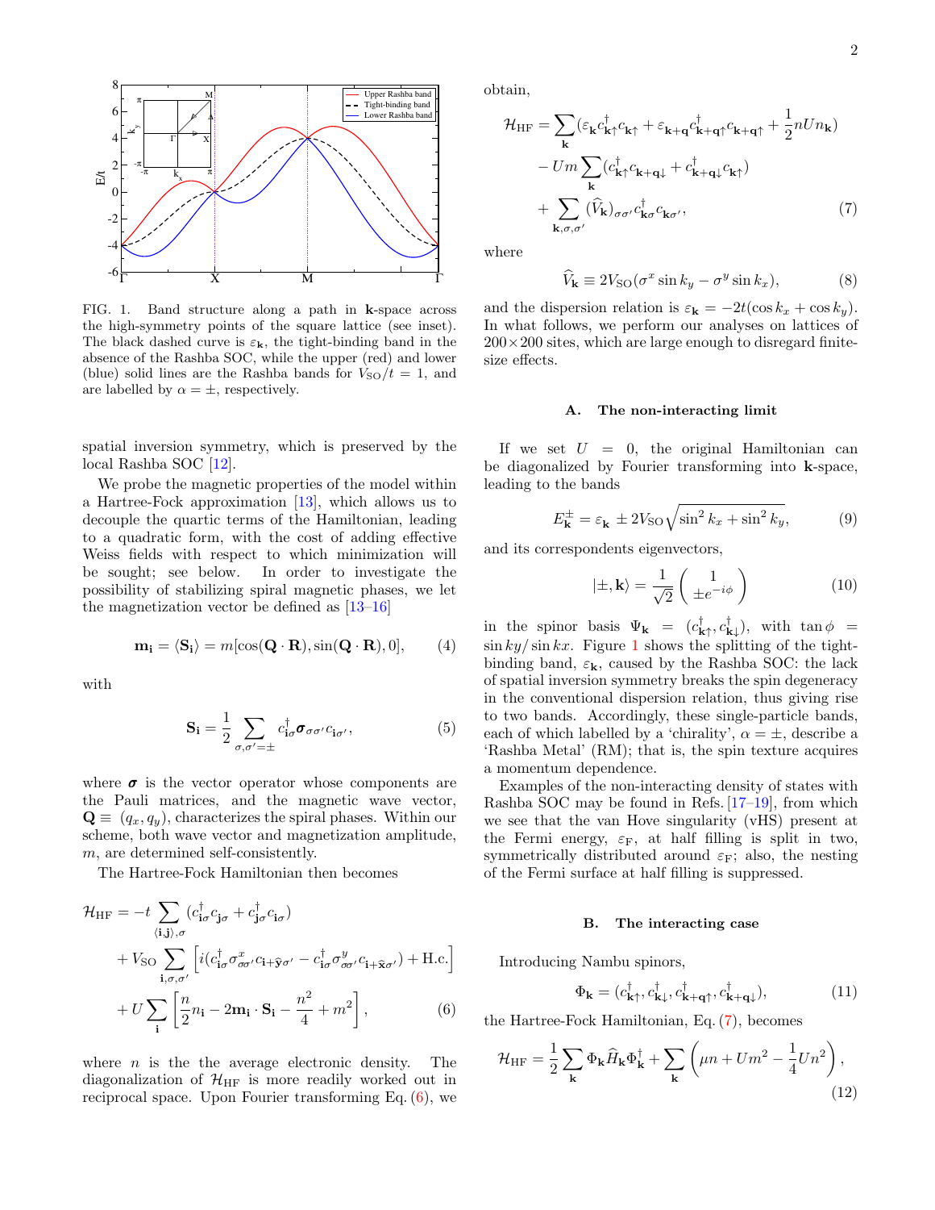FIG. 1. Band structure along a path in $\mathbf{k}$-space across the high-symmetry points of the square lattice (see inset). The black dashed curve is $\varepsilon_{\mathbf{k}}$, the tight-binding band in the absence of the Rashba SOC, while the upper (red) and lower (blue) solid lines are the Rashba bands for $V_{\rm SO}/t = 1$, and are labelled by $\alpha = \pm$, respectively.

spatial inversion symmetry, which is preserved by the local Rashba SOC [12].

We probe the magnetic properties of the model within a Hartree-Fock approximation [13], which allows us to decouple the quartic terms of the Hamiltonian, leading to a quadratic form, with the cost of adding effective Weiss fields with respect to which minimization will be sought; see below. In order to investigate the possibility of stabilizing spiral magnetic phases, we let the magnetization vector be defined as [13–16]

$$\mathbf{m}_{\mathbf{i}} = \langle \mathbf{S}_{\mathbf{i}} \rangle = m[\cos(\mathbf{Q}\cdot\mathbf{R}), \sin(\mathbf{Q}\cdot\mathbf{R}), 0], \tag{4}$$

with

$$\mathbf{S}_{\mathbf{i}} = \frac{1}{2}\sum_{\sigma,\sigma'=\pm} c^{\dagger}_{\mathbf{i}\sigma}\boldsymbol{\sigma}_{\sigma\sigma'}c_{\mathbf{i}\sigma'}, \tag{5}$$

where $\boldsymbol{\sigma}$ is the vector operator whose components are the Pauli matrices, and the magnetic wave vector, $\mathbf{Q} \equiv (q_x, q_y)$, characterizes the spiral phases. Within our scheme, both wave vector and magnetization amplitude, $m$, are determined self-consistently.

The Hartree-Fock Hamiltonian then becomes

$$\begin{aligned}
\mathcal{H}_{\rm HF} = & -t\sum_{\langle \mathbf{i},\mathbf{j}\rangle,\sigma}(c^{\dagger}_{\mathbf{i}\sigma}c_{\mathbf{j}\sigma} + c^{\dagger}_{\mathbf{j}\sigma}c_{\mathbf{i}\sigma}) \\
& + V_{\rm SO}\sum_{\mathbf{i},\sigma,\sigma'}\left[i(c^{\dagger}_{\mathbf{i}\sigma}\sigma^{x}_{\sigma\sigma'}c_{\mathbf{i}+\widehat{\mathbf{y}}\sigma'} - c^{\dagger}_{\mathbf{i}\sigma}\sigma^{y}_{\sigma\sigma'}c_{\mathbf{i}+\widehat{\mathbf{x}}\sigma'}) + \text{H.c.}\right] \\
& + U\sum_{\mathbf{i}}\left[\frac{n}{2}n_{\mathbf{i}} - 2\mathbf{m}_{\mathbf{i}}\cdot\mathbf{S}_{\mathbf{i}} - \frac{n^2}{4} + m^2\right],
\end{aligned} \tag{6}$$

where $n$ is the the average electronic density. The diagonalization of $\mathcal{H}_{\rm HF}$ is more readily worked out in reciprocal space. Upon Fourier transforming Eq. (6), we obtain,

$$\begin{aligned}
\mathcal{H}_{\rm HF} = & \sum_{\mathbf{k}}(\varepsilon_{\mathbf{k}}c^{\dagger}_{\mathbf{k}\uparrow}c_{\mathbf{k}\uparrow} + \varepsilon_{\mathbf{k}+\mathbf{q}}c^{\dagger}_{\mathbf{k}+\mathbf{q}\uparrow}c_{\mathbf{k}+\mathbf{q}\uparrow} + \frac{1}{2}nUn_{\mathbf{k}}) \\
& - Um\sum_{\mathbf{k}}(c^{\dagger}_{\mathbf{k}\uparrow}c_{\mathbf{k}+\mathbf{q}\downarrow} + c^{\dagger}_{\mathbf{k}+\mathbf{q}\downarrow}c_{\mathbf{k}\uparrow}) \\
& + \sum_{\mathbf{k},\sigma,\sigma'}(\widehat{V}_{\mathbf{k}})_{\sigma\sigma'}c^{\dagger}_{\mathbf{k}\sigma}c_{\mathbf{k}\sigma'},
\end{aligned} \tag{7}$$

where

$$\widehat{V}_{\mathbf{k}} \equiv 2V_{\rm SO}(\sigma^x \sin k_y - \sigma^y \sin k_x), \tag{8}$$

and the dispersion relation is $\varepsilon_{\mathbf{k}} = -2t(\cos k_x + \cos k_y)$. In what follows, we perform our analyses on lattices of $200\times200$ sites, which are large enough to disregard finite-size effects.

### A. The non-interacting limit

If we set $U = 0$, the original Hamiltonian can be diagonalized by Fourier transforming into $\mathbf{k}$-space, leading to the bands

$$E^{\pm}_{\mathbf{k}} = \varepsilon_{\mathbf{k}} \pm 2V_{\rm SO}\sqrt{\sin^2 k_x + \sin^2 k_y}, \tag{9}$$

and its correspondents eigenvectors,

$$|\pm, \mathbf{k}\rangle = \frac{1}{\sqrt{2}}\begin{pmatrix} 1 \\ \pm e^{-i\phi}\end{pmatrix} \tag{10}$$

in the spinor basis $\Psi_{\mathbf{k}} = (c^{\dagger}_{\mathbf{k}\uparrow}, c^{\dagger}_{\mathbf{k}\downarrow})$, with $\tan\phi = \sin ky/\sin kx$. Figure 1 shows the splitting of the tight-binding band, $\varepsilon_{\mathbf{k}}$, caused by the Rashba SOC: the lack of spatial inversion symmetry breaks the spin degeneracy in the conventional dispersion relation, thus giving rise to two bands. Accordingly, these single-particle bands, each of which labelled by a 'chirality', $\alpha = \pm$, describe a 'Rashba Metal' (RM); that is, the spin texture acquires a momentum dependence.

Examples of the non-interacting density of states with Rashba SOC may be found in Refs. [17–19], from which we see that the van Hove singularity (vHS) present at the Fermi energy, $\varepsilon_{\rm F}$, at half filling is split in two, symmetrically distributed around $\varepsilon_{\rm F}$; also, the nesting of the Fermi surface at half filling is suppressed.

### B. The interacting case

Introducing Nambu spinors,

$$\Phi_{\mathbf{k}} = (c^{\dagger}_{\mathbf{k}\uparrow}, c^{\dagger}_{\mathbf{k}\downarrow}, c^{\dagger}_{\mathbf{k}+\mathbf{q}\uparrow}, c^{\dagger}_{\mathbf{k}+\mathbf{q}\downarrow}), \tag{11}$$

the Hartree-Fock Hamiltonian, Eq. (7), becomes

$$\mathcal{H}_{\rm HF} = \frac{1}{2}\sum_{\mathbf{k}}\Phi_{\mathbf{k}}\widehat{H}_{\mathbf{k}}\Phi^{\dagger}_{\mathbf{k}} + \sum_{\mathbf{k}}\left(\mu n + Um^2 - \frac{1}{4}Un^2\right), \tag{12}$$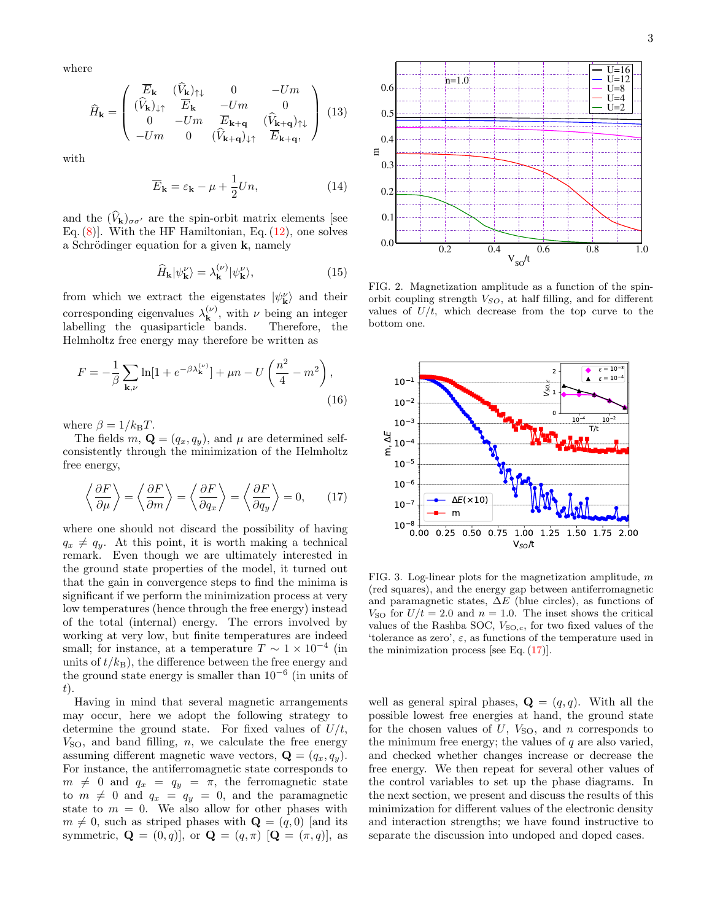where

$$\widehat{H}_{\mathbf{k}} = \begin{pmatrix} \overline{E}_{\mathbf{k}} & (\widehat{V}_{\mathbf{k}})_{\uparrow\downarrow} & 0 & -Um \\ (\widehat{V}_{\mathbf{k}})_{\downarrow\uparrow} & \overline{E}_{\mathbf{k}} & -Um & 0 \\ 0 & -Um & \overline{E}_{\mathbf{k+q}} & (\widehat{V}_{\mathbf{k+q}})_{\uparrow\downarrow} \\ -Um & 0 & (\widehat{V}_{\mathbf{k+q}})_{\downarrow\uparrow} & \overline{E}_{\mathbf{k+q}}, \end{pmatrix} \quad (13)$$

with

$$\overline{E}_{\mathbf{k}} = \varepsilon_{\mathbf{k}} - \mu + \frac{1}{2}Un, \quad (14)$$

and the $(\widehat{V}_{\mathbf{k}})_{\sigma\sigma'}$ are the spin-orbit matrix elements [see Eq. (8)]. With the HF Hamiltonian, Eq. (12), one solves a Schrödinger equation for a given $\mathbf{k}$, namely

$$\widehat{H}_{\mathbf{k}}|\psi^{\nu}_{\mathbf{k}}\rangle = \lambda^{(\nu)}_{\mathbf{k}}|\psi^{\nu}_{\mathbf{k}}\rangle, \quad (15)$$

from which we extract the eigenstates $|\psi^{\nu}_{\mathbf{k}}\rangle$ and their corresponding eigenvalues $\lambda^{(\nu)}_{\mathbf{k}}$, with $\nu$ being an integer labelling the quasiparticle bands. Therefore, the Helmholtz free energy may therefore be written as

$$F = -\frac{1}{\beta}\sum_{\mathbf{k},\nu}\ln[1 + e^{-\beta\lambda^{(\nu)}_{\mathbf{k}}}] + \mu n - U\left(\frac{n^2}{4} - m^2\right), \quad (16)$$

where $\beta = 1/k_{\mathrm{B}}T$.

The fields $m$, $\mathbf{Q} = (q_x, q_y)$, and $\mu$ are determined self-consistently through the minimization of the Helmholtz free energy,

$$\left\langle \frac{\partial F}{\partial \mu} \right\rangle = \left\langle \frac{\partial F}{\partial m} \right\rangle = \left\langle \frac{\partial F}{\partial q_x} \right\rangle = \left\langle \frac{\partial F}{\partial q_y} \right\rangle = 0, \quad (17)$$

where one should not discard the possibility of having $q_x \neq q_y$. At this point, it is worth making a technical remark. Even though we are ultimately interested in the ground state properties of the model, it turned out that the gain in convergence steps to find the minima is significant if we perform the minimization process at very low temperatures (hence through the free energy) instead of the total (internal) energy. The errors involved by working at very low, but finite temperatures are indeed small; for instance, at a temperature $T \sim 1 \times 10^{-4}$ (in units of $t/k_{\mathrm{B}}$), the difference between the free energy and the ground state energy is smaller than $10^{-6}$ (in units of $t$).

Having in mind that several magnetic arrangements may occur, here we adopt the following strategy to determine the ground state. For fixed values of $U/t$, $V_{\mathrm{SO}}$, and band filling, $n$, we calculate the free energy assuming different magnetic wave vectors, $\mathbf{Q} = (q_x, q_y)$. For instance, the antiferromagnetic state corresponds to $m \neq 0$ and $q_x = q_y = \pi$, the ferromagnetic state to $m \neq 0$ and $q_x = q_y = 0$, and the paramagnetic state to $m = 0$. We also allow for other phases with $m \neq 0$, such as striped phases with $\mathbf{Q} = (q, 0)$ [and its symmetric, $\mathbf{Q} = (0, q)$], or $\mathbf{Q} = (q, \pi)$ [$\mathbf{Q} = (\pi, q)$], as well as general spiral phases, $\mathbf{Q} = (q, q)$. With all the possible lowest free energies at hand, the ground state for the chosen values of $U$, $V_{\mathrm{SO}}$, and $n$ corresponds to the minimum free energy; the values of $q$ are also varied, and checked whether changes increase or decrease the free energy. We then repeat for several other values of the control variables to set up the phase diagrams. In the next section, we present and discuss the results of this minimization for different values of the electronic density and interaction strengths; we have found instructive to separate the discussion into undoped and doped cases.

FIG. 2. Magnetization amplitude as a function of the spin-orbit coupling strength $V_{SO}$, at half filling, and for different values of $U/t$, which decrease from the top curve to the bottom one.

FIG. 3. Log-linear plots for the magnetization amplitude, $m$ (red squares), and the energy gap between antiferromagnetic and paramagnetic states, $\Delta E$ (blue circles), as functions of $V_{\mathrm{SO}}$ for $U/t = 2.0$ and $n = 1.0$. The inset shows the critical values of the Rashba SOC, $V_{\mathrm{SO},c}$, for two fixed values of the 'tolerance as zero', $\varepsilon$, as functions of the temperature used in the minimization process [see Eq. (17)].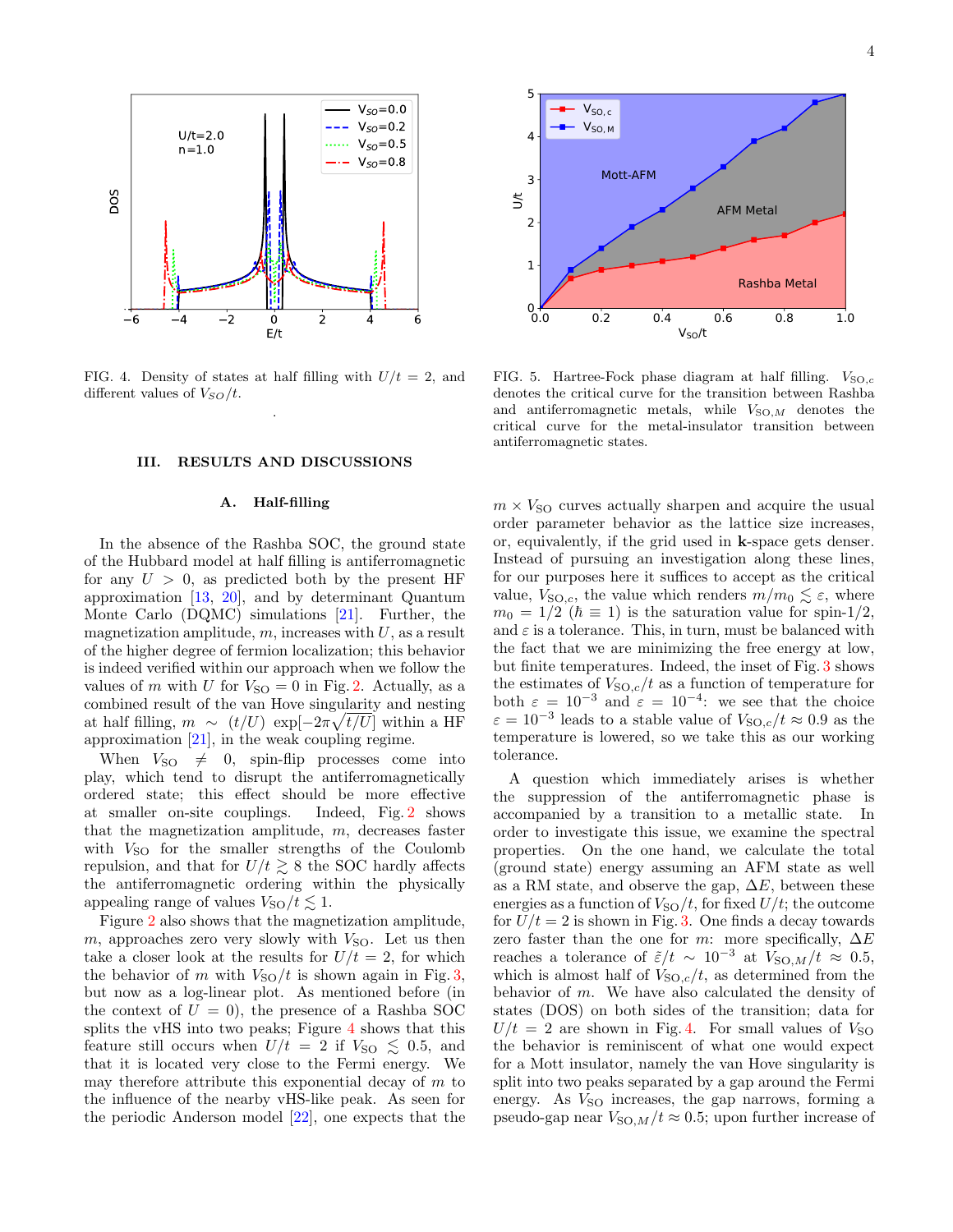FIG. 4. Density of states at half filling with $U/t = 2$, and different values of $V_{SO}/t$.

FIG. 5. Hartree-Fock phase diagram at half filling. $V_{\mathrm{SO},c}$ denotes the critical curve for the transition between Rashba and antiferromagnetic metals, while $V_{\mathrm{SO},M}$ denotes the critical curve for the metal-insulator transition between antiferromagnetic states.

## III. RESULTS AND DISCUSSIONS

### A. Half-filling

In the absence of the Rashba SOC, the ground state of the Hubbard model at half filling is antiferromagnetic for any $U > 0$, as predicted both by the present HF approximation [13, 20], and by determinant Quantum Monte Carlo (DQMC) simulations [21]. Further, the magnetization amplitude, $m$, increases with $U$, as a result of the higher degree of fermion localization; this behavior is indeed verified within our approach when we follow the values of $m$ with $U$ for $V_{\mathrm{SO}} = 0$ in Fig. 2. Actually, as a combined result of the van Hove singularity and nesting at half filling, $m \sim (t/U)\ \exp[-2\pi\sqrt{t/U}]$ within a HF approximation [21], in the weak coupling regime.

When $V_{\mathrm{SO}} \neq 0$, spin-flip processes come into play, which tend to disrupt the antiferromagnetically ordered state; this effect should be more effective at smaller on-site couplings. Indeed, Fig. 2 shows that the magnetization amplitude, $m$, decreases faster with $V_{\mathrm{SO}}$ for the smaller strengths of the Coulomb repulsion, and that for $U/t \gtrsim 8$ the SOC hardly affects the antiferromagnetic ordering within the physically appealing range of values $V_{\mathrm{SO}}/t \lesssim 1$.

Figure 2 also shows that the magnetization amplitude, $m$, approaches zero very slowly with $V_{\mathrm{SO}}$. Let us then take a closer look at the results for $U/t = 2$, for which the behavior of $m$ with $V_{\mathrm{SO}}/t$ is shown again in Fig. 3, but now as a log-linear plot. As mentioned before (in the context of $U = 0$), the presence of a Rashba SOC splits the vHS into two peaks; Figure 4 shows that this feature still occurs when $U/t = 2$ if $V_{\mathrm{SO}} \lesssim 0.5$, and that it is located very close to the Fermi energy. We may therefore attribute this exponential decay of $m$ to the influence of the nearby vHS-like peak. As seen for the periodic Anderson model [22], one expects that the $m \times V_{\mathrm{SO}}$ curves actually sharpen and acquire the usual order parameter behavior as the lattice size increases, or, equivalently, if the grid used in **k**-space gets denser. Instead of pursuing an investigation along these lines, for our purposes here it suffices to accept as the critical value, $V_{\mathrm{SO},c}$, the value which renders $m/m_0 \lesssim \varepsilon$, where $m_0 = 1/2$ ($\hbar \equiv 1$) is the saturation value for spin-1/2, and $\varepsilon$ is a tolerance. This, in turn, must be balanced with the fact that we are minimizing the free energy at low, but finite temperatures. Indeed, the inset of Fig. 3 shows the estimates of $V_{\mathrm{SO},c}/t$ as a function of temperature for both $\varepsilon = 10^{-3}$ and $\varepsilon = 10^{-4}$: we see that the choice $\varepsilon = 10^{-3}$ leads to a stable value of $V_{\mathrm{SO},c}/t \approx 0.9$ as the temperature is lowered, so we take this as our working tolerance.

A question which immediately arises is whether the suppression of the antiferromagnetic phase is accompanied by a transition to a metallic state. In order to investigate this issue, we examine the spectral properties. On the one hand, we calculate the total (ground state) energy assuming an AFM state as well as a RM state, and observe the gap, $\Delta E$, between these energies as a function of $V_{\mathrm{SO}}/t$, for fixed $U/t$; the outcome for $U/t = 2$ is shown in Fig. 3. One finds a decay towards zero faster than the one for $m$: more specifically, $\Delta E$ reaches a tolerance of $\tilde{\varepsilon}/t \sim 10^{-3}$ at $V_{\mathrm{SO},M}/t \approx 0.5$, which is almost half of $V_{\mathrm{SO},c}/t$, as determined from the behavior of $m$. We have also calculated the density of states (DOS) on both sides of the transition; data for $U/t = 2$ are shown in Fig. 4. For small values of $V_{\mathrm{SO}}$ the behavior is reminiscent of what one would expect for a Mott insulator, namely the van Hove singularity is split into two peaks separated by a gap around the Fermi energy. As $V_{\mathrm{SO}}$ increases, the gap narrows, forming a pseudo-gap near $V_{\mathrm{SO},M}/t \approx 0.5$; upon further increase of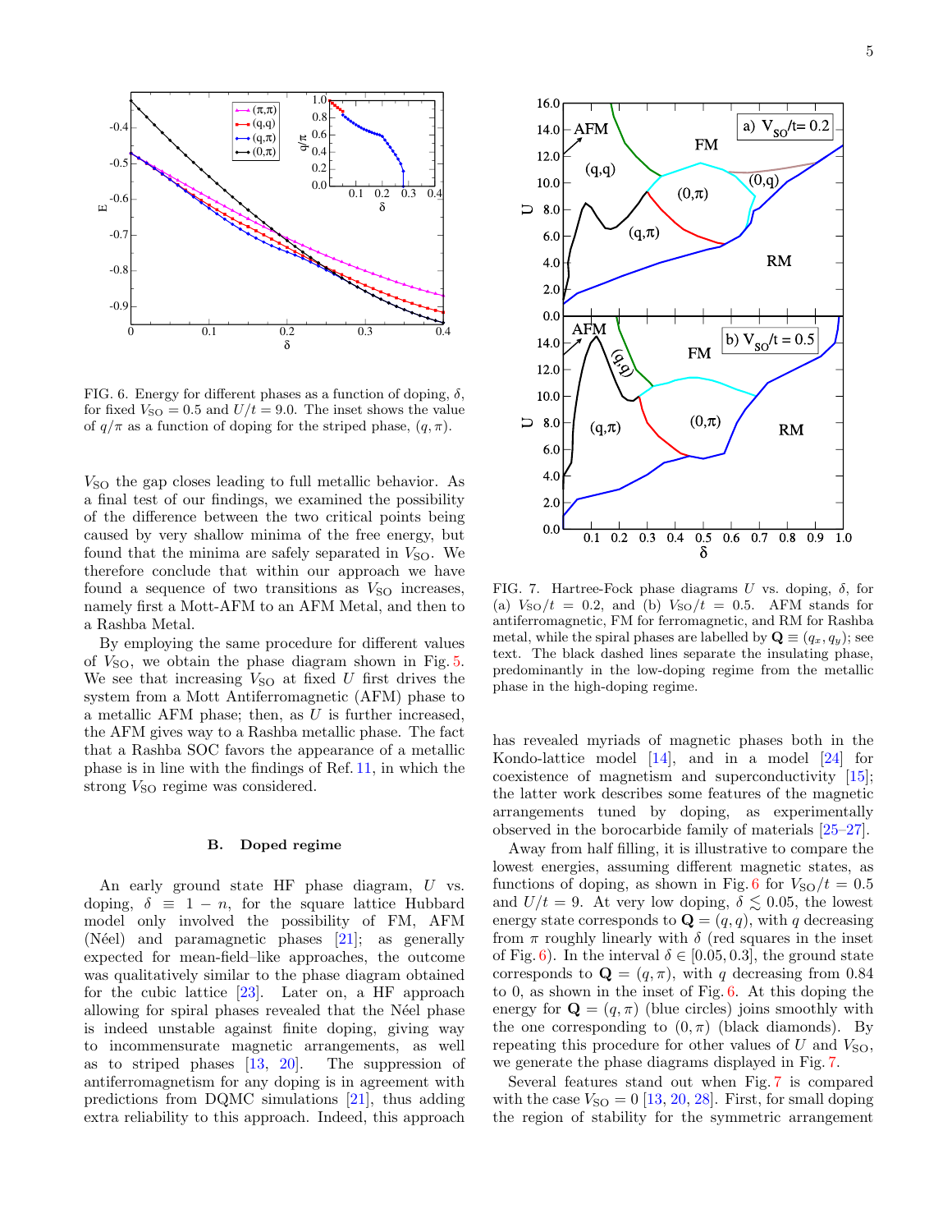FIG. 6. Energy for different phases as a function of doping, $\delta$, for fixed $V_{SO} = 0.5$ and $U/t = 9.0$. The inset shows the value of $q/\pi$ as a function of doping for the striped phase, $(q, \pi)$.

$V_{SO}$ the gap closes leading to full metallic behavior. As a final test of our findings, we examined the possibility of the difference between the two critical points being caused by very shallow minima of the free energy, but found that the minima are safely separated in $V_{SO}$. We therefore conclude that within our approach we have found a sequence of two transitions as $V_{SO}$ increases, namely first a Mott-AFM to an AFM Metal, and then to a Rashba Metal.

By employing the same procedure for different values of $V_{SO}$, we obtain the phase diagram shown in Fig. 5. We see that increasing $V_{SO}$ at fixed $U$ first drives the system from a Mott Antiferromagnetic (AFM) phase to a metallic AFM phase; then, as $U$ is further increased, the AFM gives way to a Rashba metallic phase. The fact that a Rashba SOC favors the appearance of a metallic phase is in line with the findings of Ref. 11, in which the strong $V_{SO}$ regime was considered.

### B. Doped regime

An early ground state HF phase diagram, $U$ vs. doping, $\delta \equiv 1 - n$, for the square lattice Hubbard model only involved the possibility of FM, AFM (Néel) and paramagnetic phases [21]; as generally expected for mean-field–like approaches, the outcome was qualitatively similar to the phase diagram obtained for the cubic lattice [23]. Later on, a HF approach allowing for spiral phases revealed that the Néel phase is indeed unstable against finite doping, giving way to incommensurate magnetic arrangements, as well as to striped phases [13, 20]. The suppression of antiferromagnetism for any doping is in agreement with predictions from DQMC simulations [21], thus adding extra reliability to this approach. Indeed, this approach has revealed myriads of magnetic phases both in the Kondo-lattice model [14], and in a model [24] for coexistence of magnetism and superconductivity [15]; the latter work describes some features of the magnetic arrangements tuned by doping, as experimentally observed in the borocarbide family of materials [25–27].

FIG. 7. Hartree-Fock phase diagrams $U$ vs. doping, $\delta$, for (a) $V_{SO}/t = 0.2$, and (b) $V_{SO}/t = 0.5$. AFM stands for antiferromagnetic, FM for ferromagnetic, and RM for Rashba metal, while the spiral phases are labelled by $\mathbf{Q} \equiv (q_x, q_y)$; see text. The black dashed lines separate the insulating phase, predominantly in the low-doping regime from the metallic phase in the high-doping regime.

Away from half filling, it is illustrative to compare the lowest energies, assuming different magnetic states, as functions of doping, as shown in Fig. 6 for $V_{SO}/t = 0.5$ and $U/t = 9$. At very low doping, $\delta \lesssim 0.05$, the lowest energy state corresponds to $\mathbf{Q} = (q, q)$, with $q$ decreasing from $\pi$ roughly linearly with $\delta$ (red squares in the inset of Fig. 6). In the interval $\delta \in [0.05, 0.3]$, the ground state corresponds to $\mathbf{Q} = (q, \pi)$, with $q$ decreasing from 0.84 to 0, as shown in the inset of Fig. 6. At this doping the energy for $\mathbf{Q} = (q, \pi)$ (blue circles) joins smoothly with the one corresponding to $(0, \pi)$ (black diamonds). By repeating this procedure for other values of $U$ and $V_{SO}$, we generate the phase diagrams displayed in Fig. 7.

Several features stand out when Fig. 7 is compared with the case $V_{SO} = 0$ [13, 20, 28]. First, for small doping the region of stability for the symmetric arrangement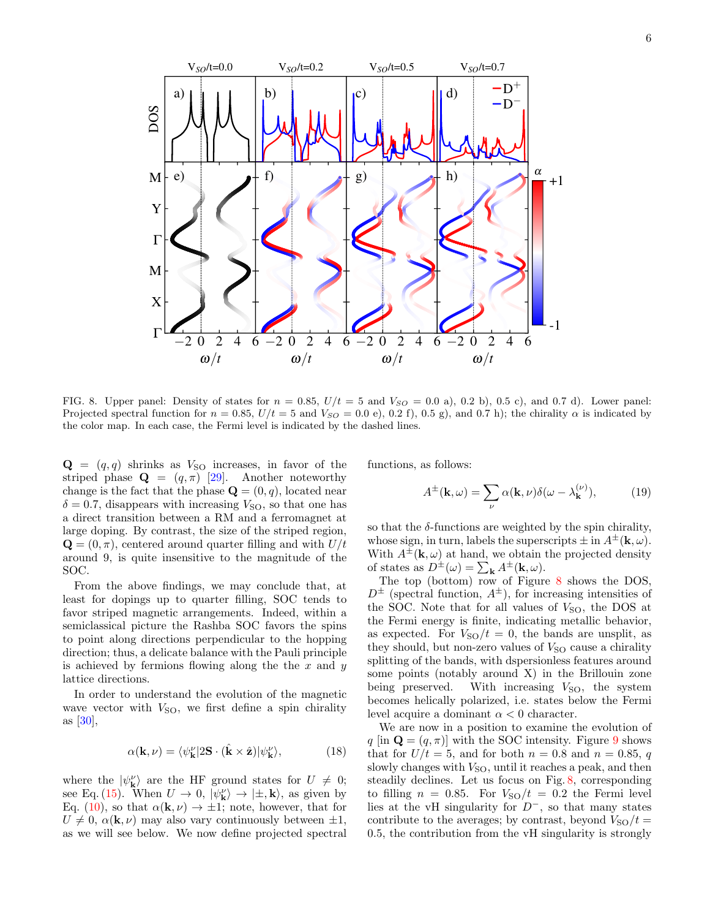FIG. 8. Upper panel: Density of states for $n = 0.85$, $U/t = 5$ and $V_{SO} = 0.0$ a), 0.2 b), 0.5 c), and 0.7 d). Lower panel: Projected spectral function for $n = 0.85$, $U/t = 5$ and $V_{SO} = 0.0$ e), 0.2 f), 0.5 g), and 0.7 h); the chirality $\alpha$ is indicated by the color map. In each case, the Fermi level is indicated by the dashed lines.

$\mathbf{Q} = (q, q)$ shrinks as $V_{\rm SO}$ increases, in favor of the striped phase $\mathbf{Q} = (q, \pi)$ [29]. Another noteworthy change is the fact that the phase $\mathbf{Q} = (0, q)$, located near $\delta = 0.7$, disappears with increasing $V_{\rm SO}$, so that one has a direct transition between a RM and a ferromagnet at large doping. By contrast, the size of the striped region, $\mathbf{Q} = (0, \pi)$, centered around quarter filling and with $U/t$ around 9, is quite insensitive to the magnitude of the SOC.

From the above findings, we may conclude that, at least for dopings up to quarter filling, SOC tends to favor striped magnetic arrangements. Indeed, within a semiclassical picture the Rashba SOC favors the spins to point along directions perpendicular to the hopping direction; thus, a delicate balance with the Pauli principle is achieved by fermions flowing along the the $x$ and $y$ lattice directions.

In order to understand the evolution of the magnetic wave vector with $V_{\rm SO}$, we first define a spin chirality as [30],

$$\alpha(\mathbf{k}, \nu) = \langle \psi_{\mathbf{k}}^{\nu} | 2\mathbf{S} \cdot (\hat{\mathbf{k}} \times \hat{\mathbf{z}}) | \psi_{\mathbf{k}}^{\nu} \rangle, \tag{18}$$

where the $|\psi_{\mathbf{k}}^{\nu}\rangle$ are the HF ground states for $U \neq 0$; see Eq. (15). When $U \to 0$, $|\psi_{\mathbf{k}}^{\nu}\rangle \to |\pm, \mathbf{k}\rangle$, as given by Eq. (10), so that $\alpha(\mathbf{k}, \nu) \to \pm 1$; note, however, that for $U \neq 0$, $\alpha(\mathbf{k}, \nu)$ may also vary continuously between $\pm 1$, as we will see below. We now define projected spectral functions, as follows:

$$A^{\pm}(\mathbf{k}, \omega) = \sum_{\nu} \alpha(\mathbf{k}, \nu) \delta(\omega - \lambda_{\mathbf{k}}^{(\nu)}), \tag{19}$$

so that the $\delta$-functions are weighted by the spin chirality, whose sign, in turn, labels the superscripts $\pm$ in $A^{\pm}(\mathbf{k}, \omega)$. With $A^{\pm}(\mathbf{k}, \omega)$ at hand, we obtain the projected density of states as $D^{\pm}(\omega) = \sum_{\mathbf{k}} A^{\pm}(\mathbf{k}, \omega)$.

The top (bottom) row of Figure 8 shows the DOS, $D^{\pm}$ (spectral function, $A^{\pm}$), for increasing intensities of the SOC. Note that for all values of $V_{\rm SO}$, the DOS at the Fermi energy is finite, indicating metallic behavior, as expected. For $V_{\rm SO}/t = 0$, the bands are unsplit, as they should, but non-zero values of $V_{\rm SO}$ cause a chirality splitting of the bands, with dspersionless features around some points (notably around X) in the Brillouin zone being preserved. With increasing $V_{\rm SO}$, the system becomes helically polarized, i.e. states below the Fermi level acquire a dominant $\alpha < 0$ character.

We are now in a position to examine the evolution of $q$ [in $\mathbf{Q} = (q, \pi)$] with the SOC intensity. Figure 9 shows that for $U/t = 5$, and for both $n = 0.8$ and $n = 0.85$, $q$ slowly changes with $V_{\rm SO}$, until it reaches a peak, and then steadily declines. Let us focus on Fig. 8, corresponding to filling $n = 0.85$. For $V_{\rm SO}/t = 0.2$ the Fermi level lies at the vH singularity for $D^{-}$, so that many states contribute to the averages; by contrast, beyond $V_{\rm SO}/t = 0.5$, the contribution from the vH singularity is strongly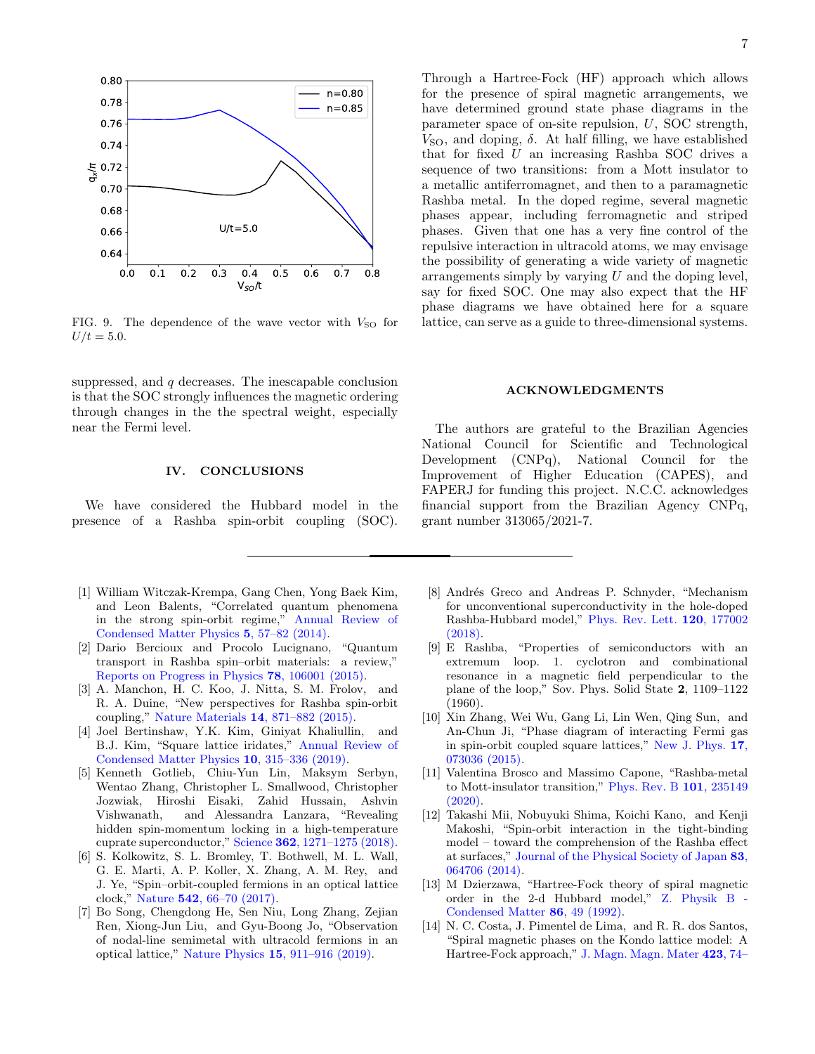FIG. 9. The dependence of the wave vector with $V_{\rm SO}$ for $U/t = 5.0$.

suppressed, and $q$ decreases. The inescapable conclusion is that the SOC strongly influences the magnetic ordering through changes in the the spectral weight, especially near the Fermi level.

## IV. CONCLUSIONS

We have considered the Hubbard model in the presence of a Rashba spin-orbit coupling (SOC). Through a Hartree-Fock (HF) approach which allows for the presence of spiral magnetic arrangements, we have determined ground state phase diagrams in the parameter space of on-site repulsion, $U$, SOC strength, $V_{\rm SO}$, and doping, $\delta$. At half filling, we have established that for fixed $U$ an increasing Rashba SOC drives a sequence of two transitions: from a Mott insulator to a metallic antiferromagnet, and then to a paramagnetic Rashba metal. In the doped regime, several magnetic phases appear, including ferromagnetic and striped phases. Given that one has a very fine control of the repulsive interaction in ultracold atoms, we may envisage the possibility of generating a wide variety of magnetic arrangements simply by varying $U$ and the doping level, say for fixed SOC. One may also expect that the HF phase diagrams we have obtained here for a square lattice, can serve as a guide to three-dimensional systems.

## ACKNOWLEDGMENTS

The authors are grateful to the Brazilian Agencies National Council for Scientific and Technological Development (CNPq), National Council for the Improvement of Higher Education (CAPES), and FAPERJ for funding this project. N.C.C. acknowledges financial support from the Brazilian Agency CNPq, grant number 313065/2021-7.

---

[1] William Witczak-Krempa, Gang Chen, Yong Baek Kim, and Leon Balents, "Correlated quantum phenomena in the strong spin-orbit regime," Annual Review of Condensed Matter Physics **5**, 57–82 (2014).

[2] Dario Bercioux and Procolo Lucignano, "Quantum transport in Rashba spin–orbit materials: a review," Reports on Progress in Physics **78**, 106001 (2015).

[3] A. Manchon, H. C. Koo, J. Nitta, S. M. Frolov, and R. A. Duine, "New perspectives for Rashba spin-orbit coupling," Nature Materials **14**, 871–882 (2015).

[4] Joel Bertinshaw, Y.K. Kim, Giniyat Khaliullin, and B.J. Kim, "Square lattice iridates," Annual Review of Condensed Matter Physics **10**, 315–336 (2019).

[5] Kenneth Gotlieb, Chiu-Yun Lin, Maksym Serbyn, Wentao Zhang, Christopher L. Smallwood, Christopher Jozwiak, Hiroshi Eisaki, Zahid Hussain, Ashvin Vishwanath, and Alessandra Lanzara, "Revealing hidden spin-momentum locking in a high-temperature cuprate superconductor," Science **362**, 1271–1275 (2018).

[6] S. Kolkowitz, S. L. Bromley, T. Bothwell, M. L. Wall, G. E. Marti, A. P. Koller, X. Zhang, A. M. Rey, and J. Ye, "Spin–orbit-coupled fermions in an optical lattice clock," Nature **542**, 66–70 (2017).

[7] Bo Song, Chengdong He, Sen Niu, Long Zhang, Zejian Ren, Xiong-Jun Liu, and Gyu-Boong Jo, "Observation of nodal-line semimetal with ultracold fermions in an optical lattice," Nature Physics **15**, 911–916 (2019).

[8] Andrés Greco and Andreas P. Schnyder, "Mechanism for unconventional superconductivity in the hole-doped Rashba-Hubbard model," Phys. Rev. Lett. **120**, 177002 (2018).

[9] E Rashba, "Properties of semiconductors with an extremum loop. 1. cyclotron and combinational resonance in a magnetic field perpendicular to the plane of the loop," Sov. Phys. Solid State **2**, 1109–1122 (1960).

[10] Xin Zhang, Wei Wu, Gang Li, Lin Wen, Qing Sun, and An-Chun Ji, "Phase diagram of interacting Fermi gas in spin-orbit coupled square lattices," New J. Phys. **17**, 073036 (2015).

[11] Valentina Brosco and Massimo Capone, "Rashba-metal to Mott-insulator transition," Phys. Rev. B **101**, 235149 (2020).

[12] Takashi Mii, Nobuyuki Shima, Koichi Kano, and Kenji Makoshi, "Spin-orbit interaction in the tight-binding model – toward the comprehension of the Rashba effect at surfaces," Journal of the Physical Society of Japan **83**, 064706 (2014).

[13] M Dzierzawa, "Hartree-Fock theory of spiral magnetic order in the 2-d Hubbard model," Z. Physik B - Condensed Matter **86**, 49 (1992).

[14] N. C. Costa, J. Pimentel de Lima, and R. R. dos Santos, "Spiral magnetic phases on the Kondo lattice model: A Hartree-Fock approach," J. Magn. Magn. Mater **423**, 74–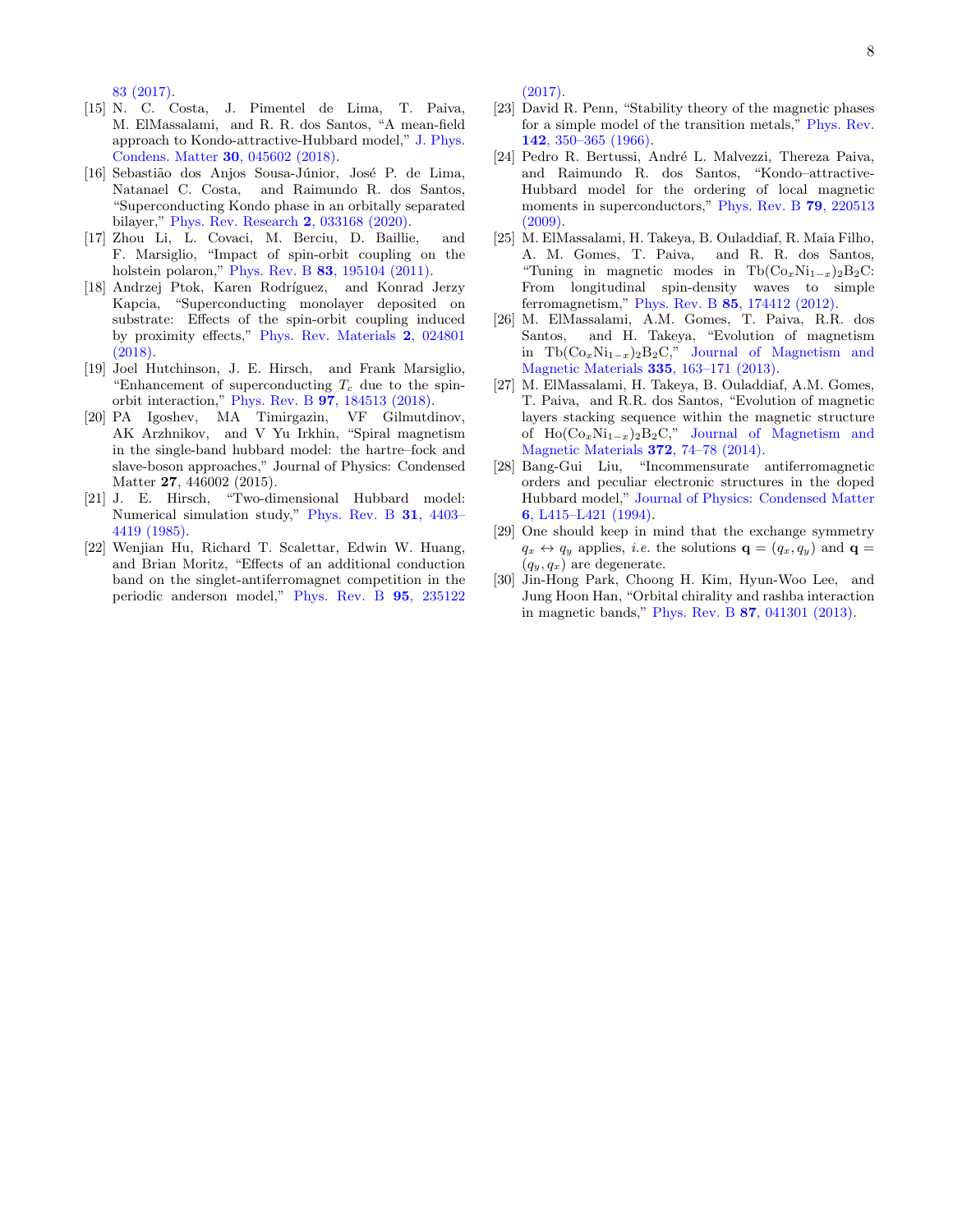83 (2017).

[15] N. C. Costa, J. Pimentel de Lima, T. Paiva, M. ElMassalami, and R. R. dos Santos, "A mean-field approach to Kondo-attractive-Hubbard model," J. Phys. Condens. Matter **30**, 045602 (2018).

[16] Sebastião dos Anjos Sousa-Júnior, José P. de Lima, Natanael C. Costa, and Raimundo R. dos Santos, "Superconducting Kondo phase in an orbitally separated bilayer," Phys. Rev. Research **2**, 033168 (2020).

[17] Zhou Li, L. Covaci, M. Berciu, D. Baillie, and F. Marsiglio, "Impact of spin-orbit coupling on the holstein polaron," Phys. Rev. B **83**, 195104 (2011).

[18] Andrzej Ptok, Karen Rodríguez, and Konrad Jerzy Kapcia, "Superconducting monolayer deposited on substrate: Effects of the spin-orbit coupling induced by proximity effects," Phys. Rev. Materials **2**, 024801 (2018).

[19] Joel Hutchinson, J. E. Hirsch, and Frank Marsiglio, "Enhancement of superconducting $T_c$ due to the spin-orbit interaction," Phys. Rev. B **97**, 184513 (2018).

[20] PA Igoshev, MA Timirgazin, VF Gilmutdinov, AK Arzhnikov, and V Yu Irkhin, "Spiral magnetism in the single-band hubbard model: the hartre–fock and slave-boson approaches," Journal of Physics: Condensed Matter **27**, 446002 (2015).

[21] J. E. Hirsch, "Two-dimensional Hubbard model: Numerical simulation study," Phys. Rev. B **31**, 4403–4419 (1985).

[22] Wenjian Hu, Richard T. Scalettar, Edwin W. Huang, and Brian Moritz, "Effects of an additional conduction band on the singlet-antiferromagnet competition in the periodic anderson model," Phys. Rev. B **95**, 235122 (2017).

[23] David R. Penn, "Stability theory of the magnetic phases for a simple model of the transition metals," Phys. Rev. **142**, 350–365 (1966).

[24] Pedro R. Bertussi, André L. Malvezzi, Thereza Paiva, and Raimundo R. dos Santos, "Kondo–attractive-Hubbard model for the ordering of local magnetic moments in superconductors," Phys. Rev. B **79**, 220513 (2009).

[25] M. ElMassalami, H. Takeya, B. Ouladdiaf, R. Maia Filho, A. M. Gomes, T. Paiva, and R. R. dos Santos, "Tuning in magnetic modes in $Tb(Co_xNi_{1-x})_2B_2C$: From longitudinal spin-density waves to simple ferromagnetism," Phys. Rev. B **85**, 174412 (2012).

[26] M. ElMassalami, A.M. Gomes, T. Paiva, R.R. dos Santos, and H. Takeya, "Evolution of magnetism in $Tb(Co_xNi_{1-x})_2B_2C$," Journal of Magnetism and Magnetic Materials **335**, 163–171 (2013).

[27] M. ElMassalami, H. Takeya, B. Ouladdiaf, A.M. Gomes, T. Paiva, and R.R. dos Santos, "Evolution of magnetic layers stacking sequence within the magnetic structure of $Ho(Co_xNi_{1-x})_2B_2C$," Journal of Magnetism and Magnetic Materials **372**, 74–78 (2014).

[28] Bang-Gui Liu, "Incommensurate antiferromagnetic orders and peculiar electronic structures in the doped Hubbard model," Journal of Physics: Condensed Matter **6**, L415–L421 (1994).

[29] One should keep in mind that the exchange symmetry $q_x \leftrightarrow q_y$ applies, *i.e.* the solutions $\mathbf{q} = (q_x, q_y)$ and $\mathbf{q} = (q_y, q_x)$ are degenerate.

[30] Jin-Hong Park, Choong H. Kim, Hyun-Woo Lee, and Jung Hoon Han, "Orbital chirality and rashba interaction in magnetic bands," Phys. Rev. B **87**, 041301 (2013).